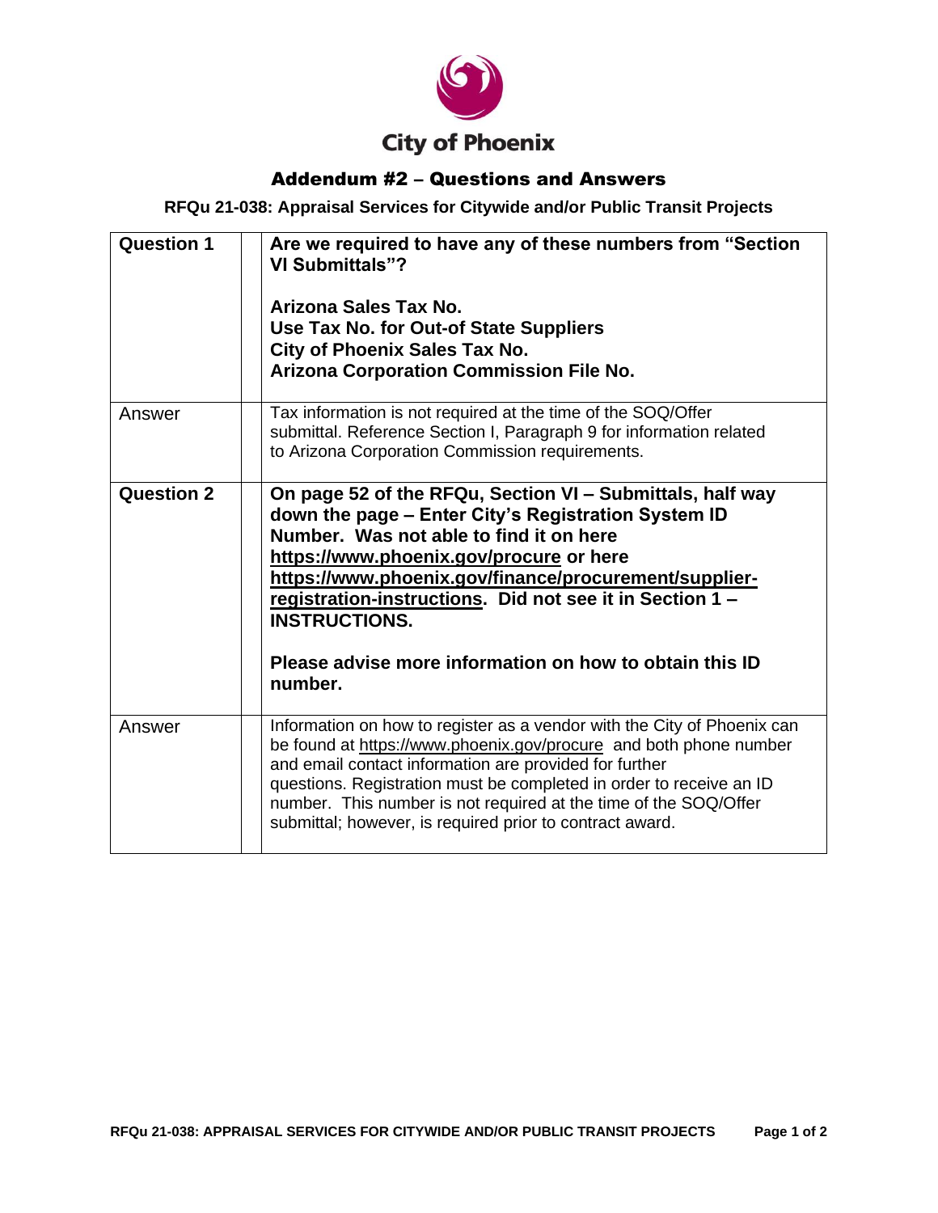City of Phoenix

## Addendum #2 – Questions and Answers

**RFQu 21-038: Appraisal Services for Citywide and/or Public Transit Projects**

| | |
|---|---|
| **Question 1** | **Are we required to have any of these numbers from "Section VI Submittals"?**<br><br>**Arizona Sales Tax No.**<br>**Use Tax No. for Out-of State Suppliers**<br>**City of Phoenix Sales Tax No.**<br>**Arizona Corporation Commission File No.** |
| Answer | Tax information is not required at the time of the SOQ/Offer submittal. Reference Section I, Paragraph 9 for information related to Arizona Corporation Commission requirements. |
| **Question 2** | **On page 52 of the RFQu, Section VI – Submittals, half way down the page – Enter City's Registration System ID Number. Was not able to find it on here https://www.phoenix.gov/procure or here https://www.phoenix.gov/finance/procurement/supplier-registration-instructions. Did not see it in Section 1 – INSTRUCTIONS.**<br><br>**Please advise more information on how to obtain this ID number.** |
| Answer | Information on how to register as a vendor with the City of Phoenix can be found at https://www.phoenix.gov/procure and both phone number and email contact information are provided for further questions. Registration must be completed in order to receive an ID number. This number is not required at the time of the SOQ/Offer submittal; however, is required prior to contract award. |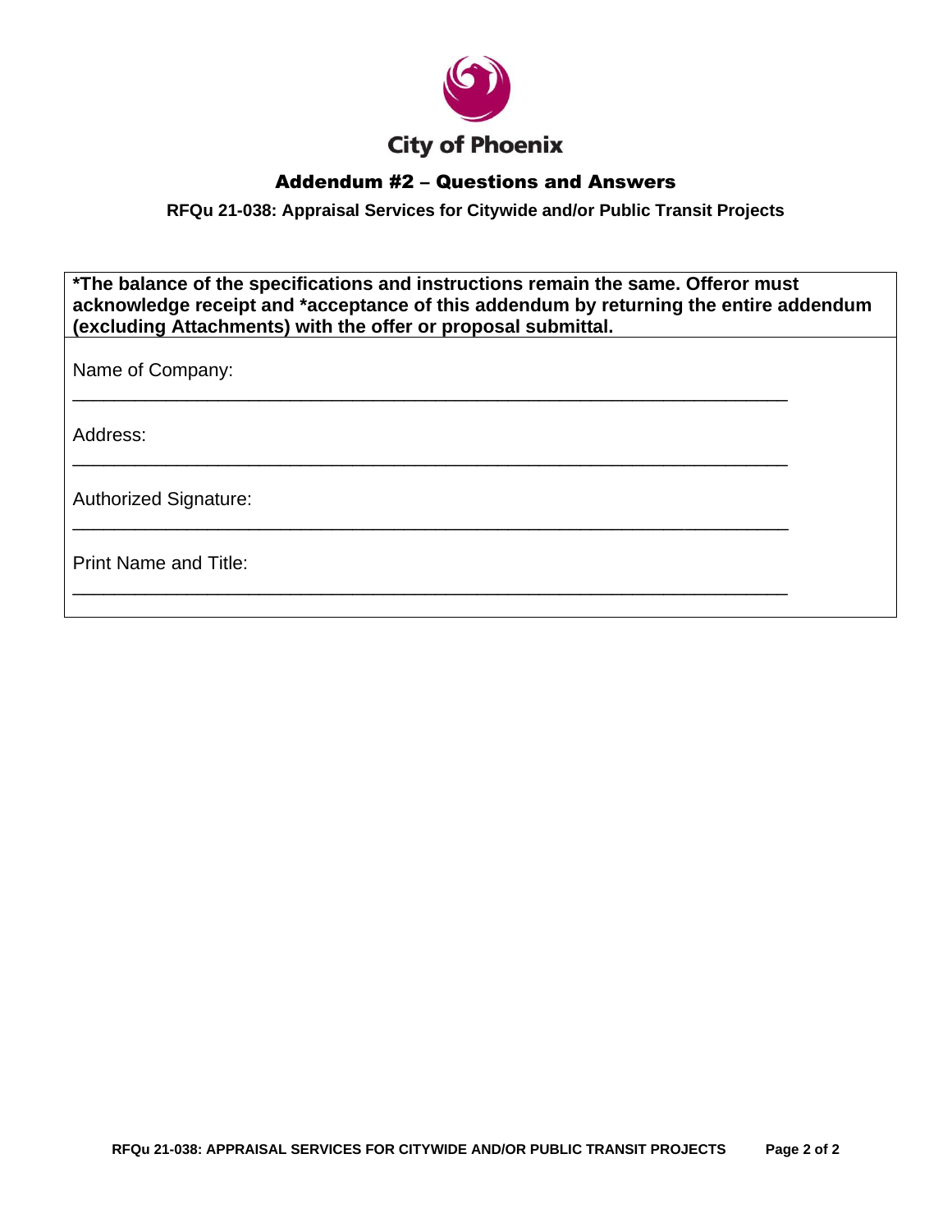City of Phoenix

## Addendum #2 – Questions and Answers

**RFQu 21-038: Appraisal Services for Citywide and/or Public Transit Projects**

**\*The balance of the specifications and instructions remain the same. Offeror must acknowledge receipt and \*acceptance of this addendum by returning the entire addendum (excluding Attachments) with the offer or proposal submittal.**

Name of Company: ___________________________________________________________

Address: ___________________________________________________________

Authorized Signature: ___________________________________________________________

Print Name and Title: ___________________________________________________________